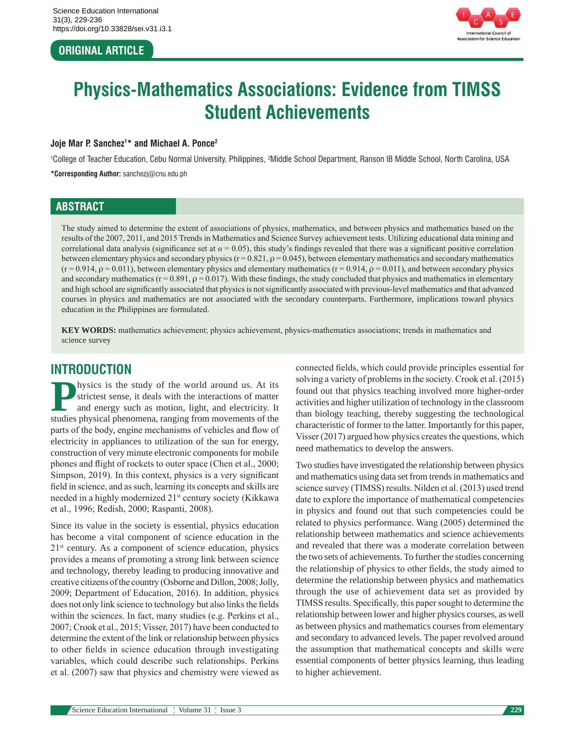ORIGINAL ARTICLE

# Physics-Mathematics Associations: Evidence from TIMSS Student Achievements

**Joje Mar P. Sanchez[1]* and Michael A. Ponce[2]**

[1]College of Teacher Education, Cebu Normal University, Philippines, [2]Middle School Department, Ranson IB Middle School, North Carolina, USA

***Corresponding Author:** sanchezj@cnu.edu.ph

## ABSTRACT

The study aimed to determine the extent of associations of physics, mathematics, and between physics and mathematics based on the results of the 2007, 2011, and 2015 Trends in Mathematics and Science Survey achievement tests. Utilizing educational data mining and correlational data analysis (significance set at $\alpha = 0.05$), this study's findings revealed that there was a significant positive correlation between elementary physics and secondary physics ($r = 0.821$, $\rho = 0.045$), between elementary mathematics and secondary mathematics ($r = 0.914$, $\rho = 0.011$), between elementary physics and elementary mathematics ($r = 0.914$, $\rho = 0.011$), and between secondary physics and secondary mathematics ($r = 0.891$, $\rho = 0.017$). With these findings, the study concluded that physics and mathematics in elementary and high school are significantly associated that physics is not significantly associated with previous-level mathematics and that advanced courses in physics and mathematics are not associated with the secondary counterparts. Furthermore, implications toward physics education in the Philippines are formulated.

**KEY WORDS:** mathematics achievement; physics achievement, physics-mathematics associations; trends in mathematics and science survey

## INTRODUCTION

Physics is the study of the world around us. At its strictest sense, it deals with the interactions of matter and energy such as motion, light, and electricity. It studies physical phenomena, ranging from movements of the parts of the body, engine mechanisms of vehicles and flow of electricity in appliances to utilization of the sun for energy, construction of very minute electronic components for mobile phones and flight of rockets to outer space (Chen et al., 2000; Simpson, 2019). In this context, physics is a very significant field in science, and as such, learning its concepts and skills are needed in a highly modernized 21st century society (Kikkawa et al., 1996; Redish, 2000; Raspanti, 2008).

Since its value in the society is essential, physics education has become a vital component of science education in the 21st century. As a component of science education, physics provides a means of promoting a strong link between science and technology, thereby leading to producing innovative and creative citizens of the country (Osborne and Dillon, 2008; Jolly, 2009; Department of Education, 2016). In addition, physics does not only link science to technology but also links the fields within the sciences. In fact, many studies (e.g. Perkins et al., 2007; Crook et al., 2015; Visser, 2017) have been conducted to determine the extent of the link or relationship between physics to other fields in science education through investigating variables, which could describe such relationships. Perkins et al. (2007) saw that physics and chemistry were viewed as connected fields, which could provide principles essential for solving a variety of problems in the society. Crook et al. (2015) found out that physics teaching involved more higher-order activities and higher utilization of technology in the classroom than biology teaching, thereby suggesting the technological characteristic of former to the latter. Importantly for this paper, Visser (2017) argued how physics creates the questions, which need mathematics to develop the answers.

Two studies have investigated the relationship between physics and mathematics using data set from trends in mathematics and science survey (TIMSS) results. Nilden et al. (2013) used trend date to explore the importance of mathematical competencies in physics and found out that such competencies could be related to physics performance. Wang (2005) determined the relationship between mathematics and science achievements and revealed that there was a moderate correlation between the two sets of achievements. To further the studies concerning the relationship of physics to other fields, the study aimed to determine the relationship between physics and mathematics through the use of achievement data set as provided by TIMSS results. Specifically, this paper sought to determine the relationship between lower and higher physics courses, as well as between physics and mathematics courses from elementary and secondary to advanced levels. The paper revolved around the assumption that mathematical concepts and skills were essential components of better physics learning, thus leading to higher achievement.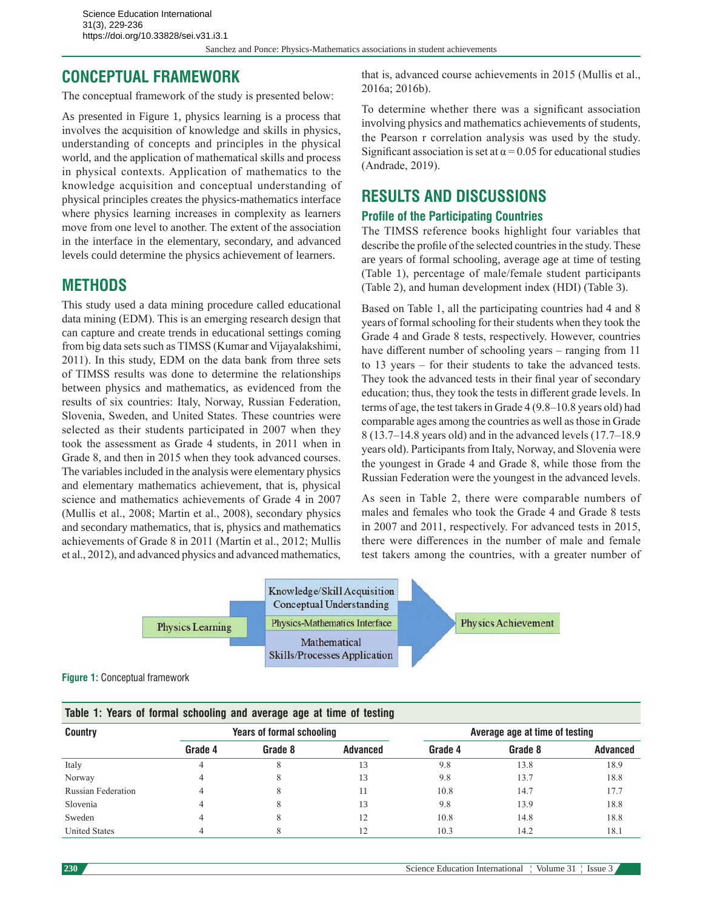## CONCEPTUAL FRAMEWORK

The conceptual framework of the study is presented below:

As presented in Figure 1, physics learning is a process that involves the acquisition of knowledge and skills in physics, understanding of concepts and principles in the physical world, and the application of mathematical skills and process in physical contexts. Application of mathematics to the knowledge acquisition and conceptual understanding of physical principles creates the physics-mathematics interface where physics learning increases in complexity as learners move from one level to another. The extent of the association in the interface in the elementary, secondary, and advanced levels could determine the physics achievement of learners.

## METHODS

This study used a data mining procedure called educational data mining (EDM). This is an emerging research design that can capture and create trends in educational settings coming from big data sets such as TIMSS (Kumar and Vijayalakshimi, 2011). In this study, EDM on the data bank from three sets of TIMSS results was done to determine the relationships between physics and mathematics, as evidenced from the results of six countries: Italy, Norway, Russian Federation, Slovenia, Sweden, and United States. These countries were selected as their students participated in 2007 when they took the assessment as Grade 4 students, in 2011 when in Grade 8, and then in 2015 when they took advanced courses. The variables included in the analysis were elementary physics and elementary mathematics achievement, that is, physical science and mathematics achievements of Grade 4 in 2007 (Mullis et al., 2008; Martin et al., 2008), secondary physics and secondary mathematics, that is, physics and mathematics achievements of Grade 8 in 2011 (Martin et al., 2012; Mullis et al., 2012), and advanced physics and advanced mathematics, that is, advanced course achievements in 2015 (Mullis et al., 2016a; 2016b).

To determine whether there was a significant association involving physics and mathematics achievements of students, the Pearson r correlation analysis was used by the study. Significant association is set at $\alpha = 0.05$ for educational studies (Andrade, 2019).

## RESULTS AND DISCUSSIONS

### Profile of the Participating Countries

The TIMSS reference books highlight four variables that describe the profile of the selected countries in the study. These are years of formal schooling, average age at time of testing (Table 1), percentage of male/female student participants (Table 2), and human development index (HDI) (Table 3).

Based on Table 1, all the participating countries had 4 and 8 years of formal schooling for their students when they took the Grade 4 and Grade 8 tests, respectively. However, countries have different number of schooling years – ranging from 11 to 13 years – for their students to take the advanced tests. They took the advanced tests in their final year of secondary education; thus, they took the tests in different grade levels. In terms of age, the test takers in Grade 4 (9.8–10.8 years old) had comparable ages among the countries as well as those in Grade 8 (13.7–14.8 years old) and in the advanced levels (17.7–18.9 years old). Participants from Italy, Norway, and Slovenia were the youngest in Grade 4 and Grade 8, while those from the Russian Federation were the youngest in the advanced levels.

As seen in Table 2, there were comparable numbers of males and females who took the Grade 4 and Grade 8 tests in 2007 and 2011, respectively. For advanced tests in 2015, there were differences in the number of male and female test takers among the countries, with a greater number of

Physics Learning → Knowledge/Skill Acquisition Conceptual Understanding | Physics-Mathematics Interface | Mathematical Skills/Processes Application → Physics Achievement

**Figure 1:** Conceptual framework

**Table 1: Years of formal schooling and average age at time of testing**

| Country | Years of formal schooling | | | Average age at time of testing | | |
|---|---|---|---|---|---|---|
| | Grade 4 | Grade 8 | Advanced | Grade 4 | Grade 8 | Advanced |
| Italy | 4 | 8 | 13 | 9.8 | 13.8 | 18.9 |
| Norway | 4 | 8 | 13 | 9.8 | 13.7 | 18.8 |
| Russian Federation | 4 | 8 | 11 | 10.8 | 14.7 | 17.7 |
| Slovenia | 4 | 8 | 13 | 9.8 | 13.9 | 18.8 |
| Sweden | 4 | 8 | 12 | 10.8 | 14.8 | 18.8 |
| United States | 4 | 8 | 12 | 10.3 | 14.2 | 18.1 |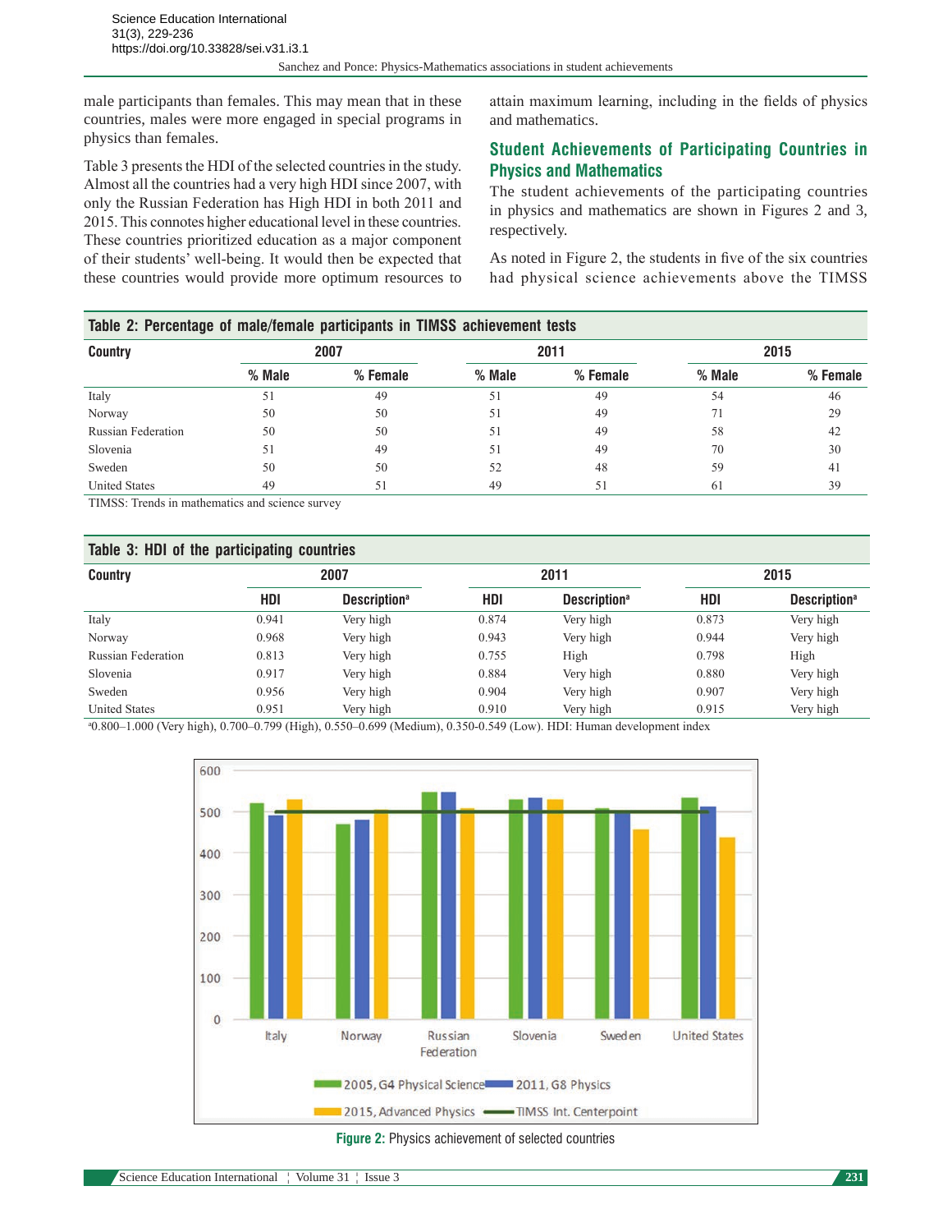male participants than females. This may mean that in these countries, males were more engaged in special programs in physics than females.

Table 3 presents the HDI of the selected countries in the study. Almost all the countries had a very high HDI since 2007, with only the Russian Federation has High HDI in both 2011 and 2015. This connotes higher educational level in these countries. These countries prioritized education as a major component of their students' well-being. It would then be expected that these countries would provide more optimum resources to attain maximum learning, including in the fields of physics and mathematics.

## Student Achievements of Participating Countries in Physics and Mathematics

The student achievements of the participating countries in physics and mathematics are shown in Figures 2 and 3, respectively.

As noted in Figure 2, the students in five of the six countries had physical science achievements above the TIMSS

**Table 2: Percentage of male/female participants in TIMSS achievement tests**

| Country | 2007 | | 2011 | | 2015 | |
|---|---|---|---|---|---|---|
| | % Male | % Female | % Male | % Female | % Male | % Female |
| Italy | 51 | 49 | 51 | 49 | 54 | 46 |
| Norway | 50 | 50 | 51 | 49 | 71 | 29 |
| Russian Federation | 50 | 50 | 51 | 49 | 58 | 42 |
| Slovenia | 51 | 49 | 51 | 49 | 70 | 30 |
| Sweden | 50 | 50 | 52 | 48 | 59 | 41 |
| United States | 49 | 51 | 49 | 51 | 61 | 39 |

TIMSS: Trends in mathematics and science survey

**Table 3: HDI of the participating countries**

| Country | 2007 | | 2011 | | 2015 | |
|---|---|---|---|---|---|---|
| | HDI | Description[a] | HDI | Description[a] | HDI | Description[a] |
| Italy | 0.941 | Very high | 0.874 | Very high | 0.873 | Very high |
| Norway | 0.968 | Very high | 0.943 | Very high | 0.944 | Very high |
| Russian Federation | 0.813 | Very high | 0.755 | High | 0.798 | High |
| Slovenia | 0.917 | Very high | 0.884 | Very high | 0.880 | Very high |
| Sweden | 0.956 | Very high | 0.904 | Very high | 0.907 | Very high |
| United States | 0.951 | Very high | 0.910 | Very high | 0.915 | Very high |

[a]0.800–1.000 (Very high), 0.700–0.799 (High), 0.550–0.699 (Medium), 0.350-0.549 (Low). HDI: Human development index

Figure 2: Physics achievement of selected countries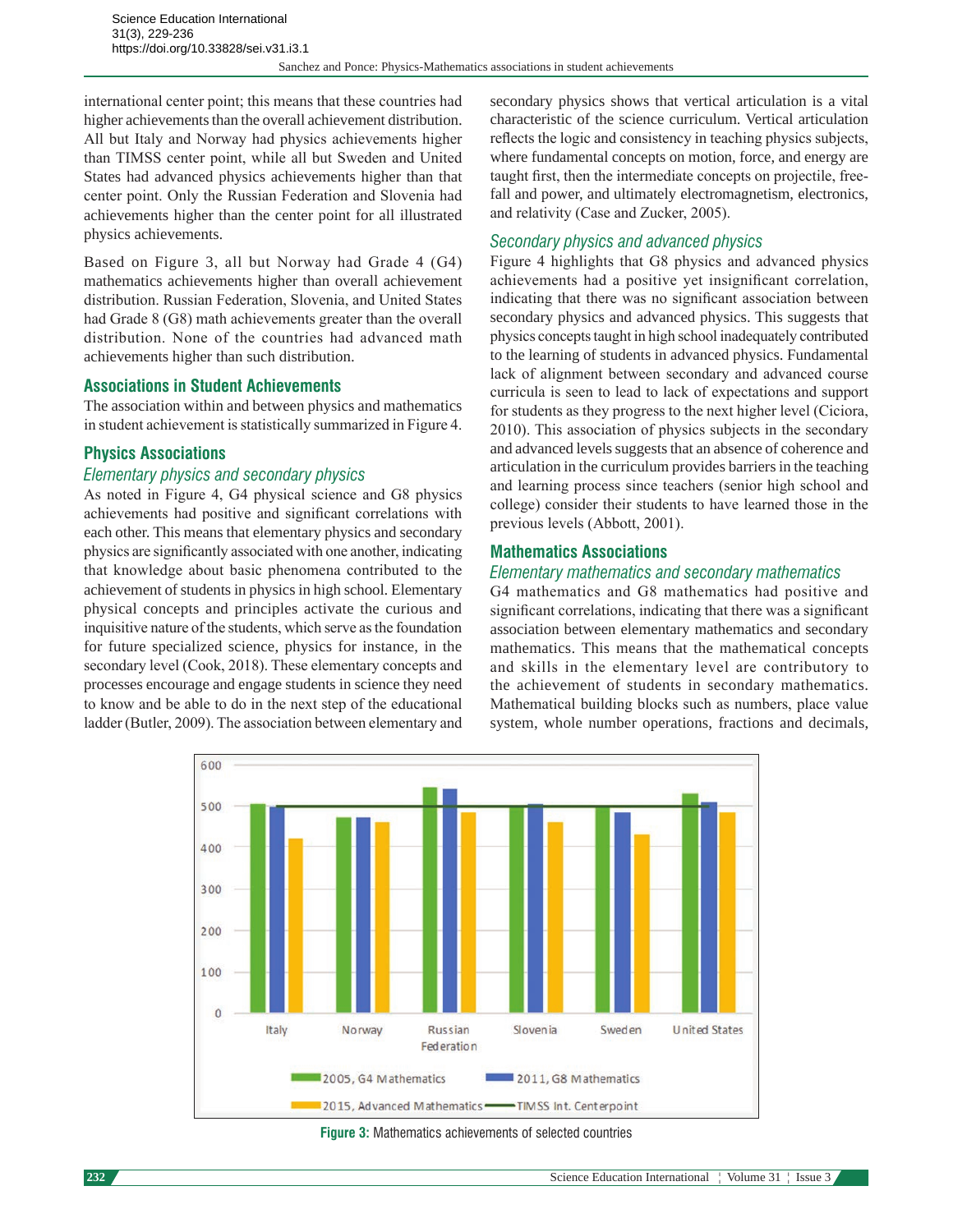international center point; this means that these countries had higher achievements than the overall achievement distribution. All but Italy and Norway had physics achievements higher than TIMSS center point, while all but Sweden and United States had advanced physics achievements higher than that center point. Only the Russian Federation and Slovenia had achievements higher than the center point for all illustrated physics achievements.

Based on Figure 3, all but Norway had Grade 4 (G4) mathematics achievements higher than overall achievement distribution. Russian Federation, Slovenia, and United States had Grade 8 (G8) math achievements greater than the overall distribution. None of the countries had advanced math achievements higher than such distribution.

## Associations in Student Achievements

The association within and between physics and mathematics in student achievement is statistically summarized in Figure 4.

### Physics Associations

#### *Elementary physics and secondary physics*

As noted in Figure 4, G4 physical science and G8 physics achievements had positive and significant correlations with each other. This means that elementary physics and secondary physics are significantly associated with one another, indicating that knowledge about basic phenomena contributed to the achievement of students in physics in high school. Elementary physical concepts and principles activate the curious and inquisitive nature of the students, which serve as the foundation for future specialized science, physics for instance, in the secondary level (Cook, 2018). These elementary concepts and processes encourage and engage students in science they need to know and be able to do in the next step of the educational ladder (Butler, 2009). The association between elementary and secondary physics shows that vertical articulation is a vital characteristic of the science curriculum. Vertical articulation reflects the logic and consistency in teaching physics subjects, where fundamental concepts on motion, force, and energy are taught first, then the intermediate concepts on projectile, free-fall and power, and ultimately electromagnetism, electronics, and relativity (Case and Zucker, 2005).

#### *Secondary physics and advanced physics*

Figure 4 highlights that G8 physics and advanced physics achievements had a positive yet insignificant correlation, indicating that there was no significant association between secondary physics and advanced physics. This suggests that physics concepts taught in high school inadequately contributed to the learning of students in advanced physics. Fundamental lack of alignment between secondary and advanced course curricula is seen to lead to lack of expectations and support for students as they progress to the next higher level (Ciciora, 2010). This association of physics subjects in the secondary and advanced levels suggests that an absence of coherence and articulation in the curriculum provides barriers in the teaching and learning process since teachers (senior high school and college) consider their students to have learned those in the previous levels (Abbott, 2001).

### Mathematics Associations

#### *Elementary mathematics and secondary mathematics*

G4 mathematics and G8 mathematics had positive and significant correlations, indicating that there was a significant association between elementary mathematics and secondary mathematics. This means that the mathematical concepts and skills in the elementary level are contributory to the achievement of students in secondary mathematics. Mathematical building blocks such as numbers, place value system, whole number operations, fractions and decimals,

**Figure 3:** Mathematics achievements of selected countries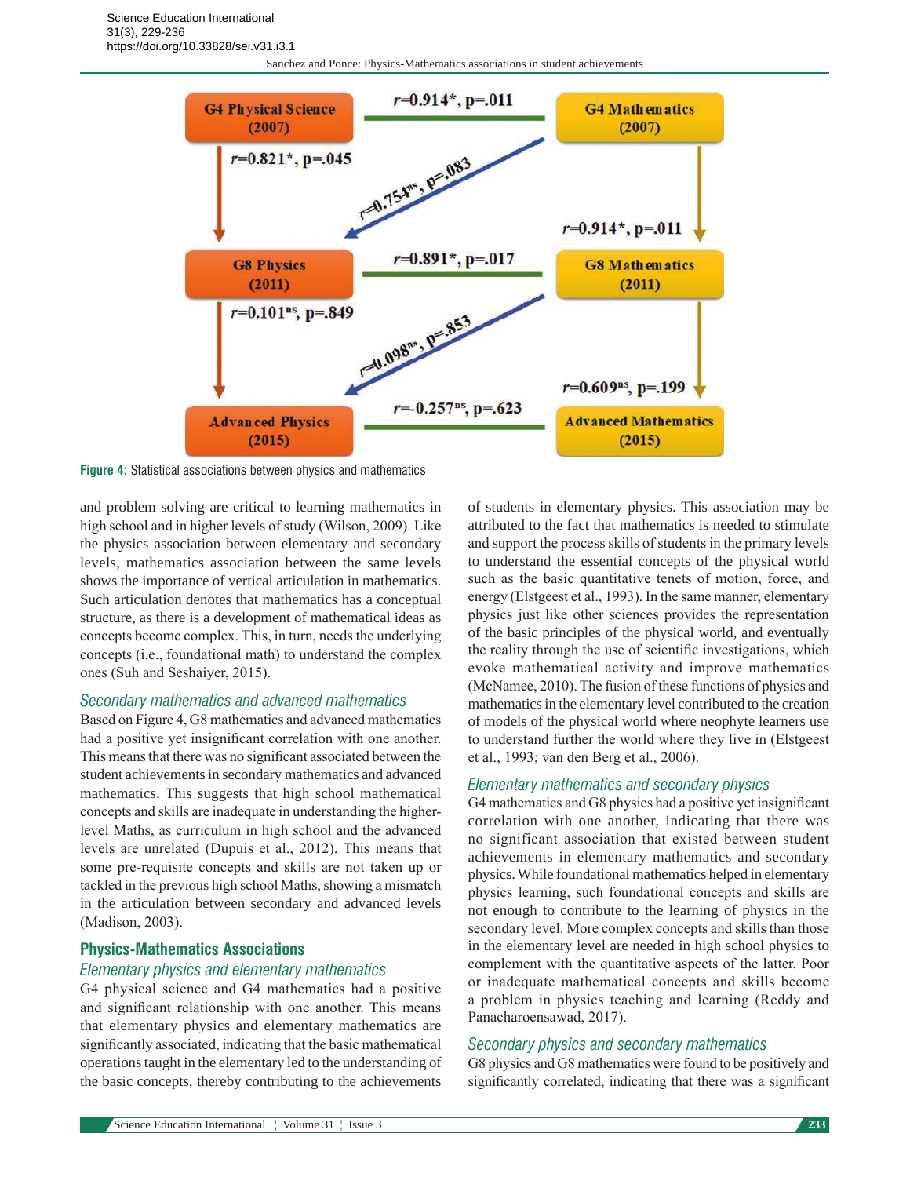Figure 4: Statistical associations between physics and mathematics

and problem solving are critical to learning mathematics in high school and in higher levels of study (Wilson, 2009). Like the physics association between elementary and secondary levels, mathematics association between the same levels shows the importance of vertical articulation in mathematics. Such articulation denotes that mathematics has a conceptual structure, as there is a development of mathematical ideas as concepts become complex. This, in turn, needs the underlying concepts (i.e., foundational math) to understand the complex ones (Suh and Seshaiyer, 2015).

### *Secondary mathematics and advanced mathematics*

Based on Figure 4, G8 mathematics and advanced mathematics had a positive yet insignificant correlation with one another. This means that there was no significant associated between the student achievements in secondary mathematics and advanced mathematics. This suggests that high school mathematical concepts and skills are inadequate in understanding the higher-level Maths, as curriculum in high school and the advanced levels are unrelated (Dupuis et al., 2012). This means that some pre-requisite concepts and skills are not taken up or tackled in the previous high school Maths, showing a mismatch in the articulation between secondary and advanced levels (Madison, 2003).

## Physics-Mathematics Associations

### *Elementary physics and elementary mathematics*

G4 physical science and G4 mathematics had a positive and significant relationship with one another. This means that elementary physics and elementary mathematics are significantly associated, indicating that the basic mathematical operations taught in the elementary led to the understanding of the basic concepts, thereby contributing to the achievements of students in elementary physics. This association may be attributed to the fact that mathematics is needed to stimulate and support the process skills of students in the primary levels to understand the essential concepts of the physical world such as the basic quantitative tenets of motion, force, and energy (Elstgeest et al., 1993). In the same manner, elementary physics just like other sciences provides the representation of the basic principles of the physical world, and eventually the reality through the use of scientific investigations, which evoke mathematical activity and improve mathematics (McNamee, 2010). The fusion of these functions of physics and mathematics in the elementary level contributed to the creation of models of the physical world where neophyte learners use to understand further the world where they live in (Elstgeest et al., 1993; van den Berg et al., 2006).

### *Elementary mathematics and secondary physics*

G4 mathematics and G8 physics had a positive yet insignificant correlation with one another, indicating that there was no significant association that existed between student achievements in elementary mathematics and secondary physics. While foundational mathematics helped in elementary physics learning, such foundational concepts and skills are not enough to contribute to the learning of physics in the secondary level. More complex concepts and skills than those in the elementary level are needed in high school physics to complement with the quantitative aspects of the latter. Poor or inadequate mathematical concepts and skills become a problem in physics teaching and learning (Reddy and Panacharoensawad, 2017).

### *Secondary physics and secondary mathematics*

G8 physics and G8 mathematics were found to be positively and significantly correlated, indicating that there was a significant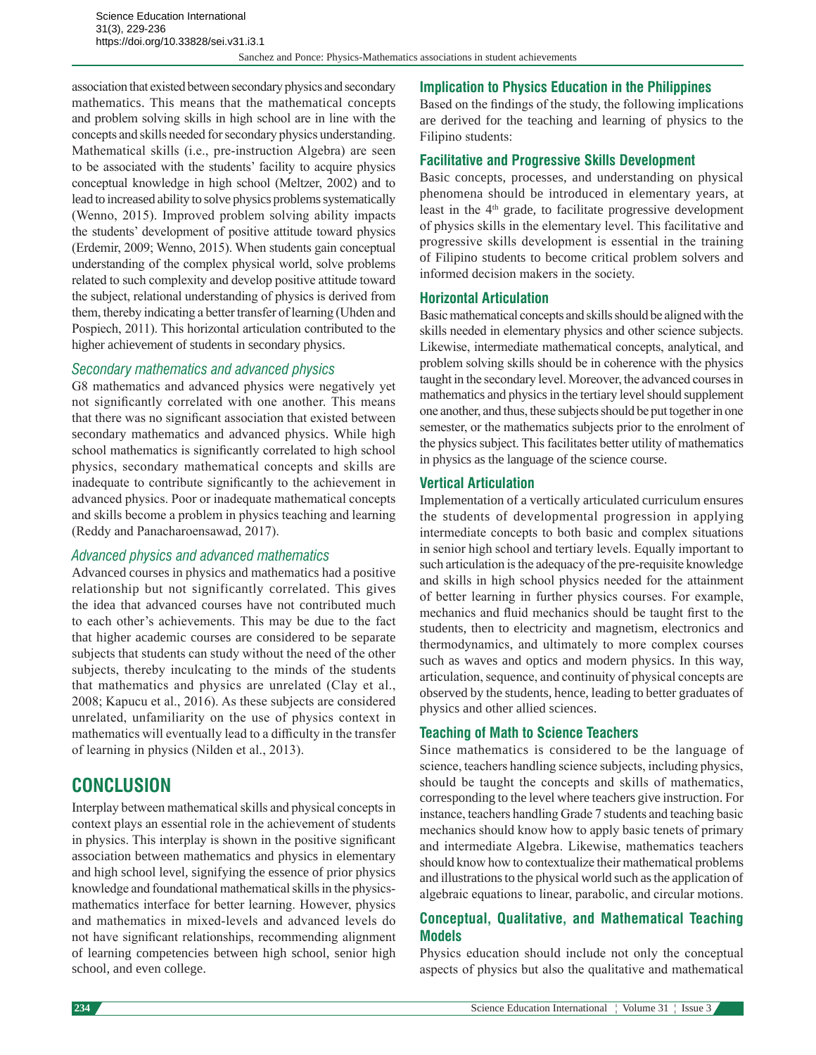association that existed between secondary physics and secondary mathematics. This means that the mathematical concepts and problem solving skills in high school are in line with the concepts and skills needed for secondary physics understanding. Mathematical skills (i.e., pre-instruction Algebra) are seen to be associated with the students' facility to acquire physics conceptual knowledge in high school (Meltzer, 2002) and to lead to increased ability to solve physics problems systematically (Wenno, 2015). Improved problem solving ability impacts the students' development of positive attitude toward physics (Erdemir, 2009; Wenno, 2015). When students gain conceptual understanding of the complex physical world, solve problems related to such complexity and develop positive attitude toward the subject, relational understanding of physics is derived from them, thereby indicating a better transfer of learning (Uhden and Pospiech, 2011). This horizontal articulation contributed to the higher achievement of students in secondary physics.

### *Secondary mathematics and advanced physics*

G8 mathematics and advanced physics were negatively yet not significantly correlated with one another. This means that there was no significant association that existed between secondary mathematics and advanced physics. While high school mathematics is significantly correlated to high school physics, secondary mathematical concepts and skills are inadequate to contribute significantly to the achievement in advanced physics. Poor or inadequate mathematical concepts and skills become a problem in physics teaching and learning (Reddy and Panacharoensawad, 2017).

### *Advanced physics and advanced mathematics*

Advanced courses in physics and mathematics had a positive relationship but not significantly correlated. This gives the idea that advanced courses have not contributed much to each other's achievements. This may be due to the fact that higher academic courses are considered to be separate subjects that students can study without the need of the other subjects, thereby inculcating to the minds of the students that mathematics and physics are unrelated (Clay et al., 2008; Kapucu et al., 2016). As these subjects are considered unrelated, unfamiliarity on the use of physics context in mathematics will eventually lead to a difficulty in the transfer of learning in physics (Nilden et al., 2013).

## CONCLUSION

Interplay between mathematical skills and physical concepts in context plays an essential role in the achievement of students in physics. This interplay is shown in the positive significant association between mathematics and physics in elementary and high school level, signifying the essence of prior physics knowledge and foundational mathematical skills in the physics-mathematics interface for better learning. However, physics and mathematics in mixed-levels and advanced levels do not have significant relationships, recommending alignment of learning competencies between high school, senior high school, and even college.

### Implication to Physics Education in the Philippines

Based on the findings of the study, the following implications are derived for the teaching and learning of physics to the Filipino students:

### Facilitative and Progressive Skills Development

Basic concepts, processes, and understanding on physical phenomena should be introduced in elementary years, at least in the 4th grade, to facilitate progressive development of physics skills in the elementary level. This facilitative and progressive skills development is essential in the training of Filipino students to become critical problem solvers and informed decision makers in the society.

### Horizontal Articulation

Basic mathematical concepts and skills should be aligned with the skills needed in elementary physics and other science subjects. Likewise, intermediate mathematical concepts, analytical, and problem solving skills should be in coherence with the physics taught in the secondary level. Moreover, the advanced courses in mathematics and physics in the tertiary level should supplement one another, and thus, these subjects should be put together in one semester, or the mathematics subjects prior to the enrolment of the physics subject. This facilitates better utility of mathematics in physics as the language of the science course.

### Vertical Articulation

Implementation of a vertically articulated curriculum ensures the students of developmental progression in applying intermediate concepts to both basic and complex situations in senior high school and tertiary levels. Equally important to such articulation is the adequacy of the pre-requisite knowledge and skills in high school physics needed for the attainment of better learning in further physics courses. For example, mechanics and fluid mechanics should be taught first to the students, then to electricity and magnetism, electronics and thermodynamics, and ultimately to more complex courses such as waves and optics and modern physics. In this way, articulation, sequence, and continuity of physical concepts are observed by the students, hence, leading to better graduates of physics and other allied sciences.

### Teaching of Math to Science Teachers

Since mathematics is considered to be the language of science, teachers handling science subjects, including physics, should be taught the concepts and skills of mathematics, corresponding to the level where teachers give instruction. For instance, teachers handling Grade 7 students and teaching basic mechanics should know how to apply basic tenets of primary and intermediate Algebra. Likewise, mathematics teachers should know how to contextualize their mathematical problems and illustrations to the physical world such as the application of algebraic equations to linear, parabolic, and circular motions.

### Conceptual, Qualitative, and Mathematical Teaching Models

Physics education should include not only the conceptual aspects of physics but also the qualitative and mathematical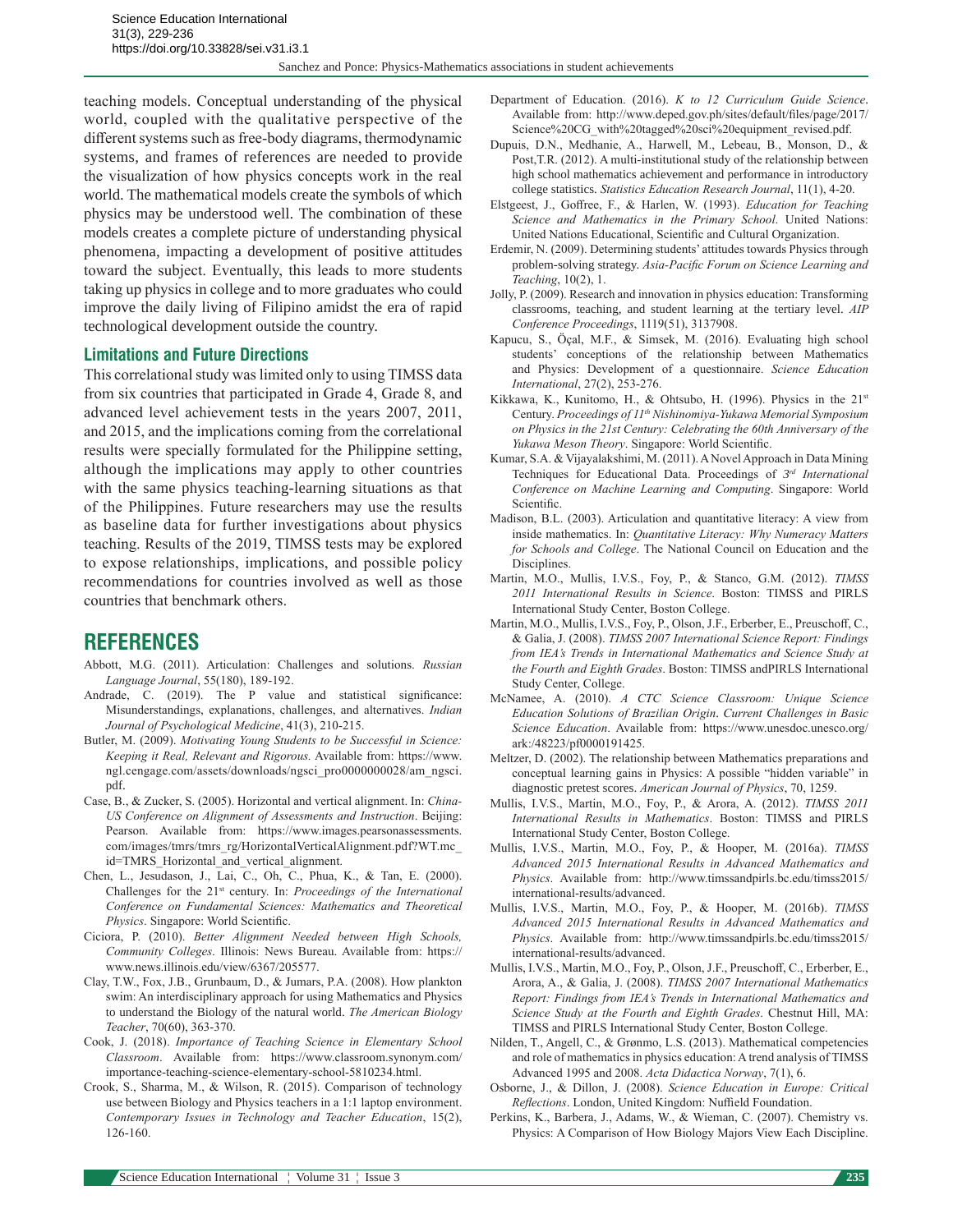teaching models. Conceptual understanding of the physical world, coupled with the qualitative perspective of the different systems such as free-body diagrams, thermodynamic systems, and frames of references are needed to provide the visualization of how physics concepts work in the real world. The mathematical models create the symbols of which physics may be understood well. The combination of these models creates a complete picture of understanding physical phenomena, impacting a development of positive attitudes toward the subject. Eventually, this leads to more students taking up physics in college and to more graduates who could improve the daily living of Filipino amidst the era of rapid technological development outside the country.

### Limitations and Future Directions

This correlational study was limited only to using TIMSS data from six countries that participated in Grade 4, Grade 8, and advanced level achievement tests in the years 2007, 2011, and 2015, and the implications coming from the correlational results were specially formulated for the Philippine setting, although the implications may apply to other countries with the same physics teaching-learning situations as that of the Philippines. Future researchers may use the results as baseline data for further investigations about physics teaching. Results of the 2019, TIMSS tests may be explored to expose relationships, implications, and possible policy recommendations for countries involved as well as those countries that benchmark others.

## REFERENCES

Abbott, M.G. (2011). Articulation: Challenges and solutions. *Russian Language Journal*, 55(180), 189-192.

Andrade, C. (2019). The P value and statistical significance: Misunderstandings, explanations, challenges, and alternatives. *Indian Journal of Psychological Medicine*, 41(3), 210-215.

Butler, M. (2009). *Motivating Young Students to be Successful in Science: Keeping it Real, Relevant and Rigorous.* Available from: https://www.ngl.cengage.com/assets/downloads/ngsci_pro0000000028/am_ngsci.pdf.

Case, B., & Zucker, S. (2005). Horizontal and vertical alignment. In: *China-US Conference on Alignment of Assessments and Instruction*. Beijing: Pearson. Available from: https://www.images.pearsonassessments.com/images/tmrs/tmrs_rg/HorizontalVerticalAlignment.pdf?WT.mc_id=TMRS_Horizontal_and_vertical_alignment.

Chen, L., Jesudason, J., Lai, C., Oh, C., Phua, K., & Tan, E. (2000). Challenges for the 21st century. In: *Proceedings of the International Conference on Fundamental Sciences: Mathematics and Theoretical Physics*. Singapore: World Scientific.

Ciciora, P. (2010). *Better Alignment Needed between High Schools, Community Colleges*. Illinois: News Bureau. Available from: https://www.news.illinois.edu/view/6367/205577.

Clay, T.W., Fox, J.B., Grunbaum, D., & Jumars, P.A. (2008). How plankton swim: An interdisciplinary approach for using Mathematics and Physics to understand the Biology of the natural world. *The American Biology Teacher*, 70(60), 363-370.

Cook, J. (2018). *Importance of Teaching Science in Elementary School Classroom*. Available from: https://www.classroom.synonym.com/importance-teaching-science-elementary-school-5810234.html.

Crook, S., Sharma, M., & Wilson, R. (2015). Comparison of technology use between Biology and Physics teachers in a 1:1 laptop environment. *Contemporary Issues in Technology and Teacher Education*, 15(2), 126-160.

Department of Education. (2016). *K to 12 Curriculum Guide Science*. Available from: http://www.deped.gov.ph/sites/default/files/page/2017/Science%20CG_with%20tagged%20sci%20equipment_revised.pdf.

Dupuis, D.N., Medhanie, A., Harwell, M., Lebeau, B., Monson, D., & Post,T.R. (2012). A multi-institutional study of the relationship between high school mathematics achievement and performance in introductory college statistics. *Statistics Education Research Journal*, 11(1), 4-20.

Elstgeest, J., Goffree, F., & Harlen, W. (1993). *Education for Teaching Science and Mathematics in the Primary School*. United Nations: United Nations Educational, Scientific and Cultural Organization.

Erdemir, N. (2009). Determining students' attitudes towards Physics through problem-solving strategy. *Asia-Pacific Forum on Science Learning and Teaching*, 10(2), 1.

Jolly, P. (2009). Research and innovation in physics education: Transforming classrooms, teaching, and student learning at the tertiary level. *AIP Conference Proceedings*, 1119(51), 3137908.

Kapucu, S., Öçal, M.F., & Simsek, M. (2016). Evaluating high school students' conceptions of the relationship between Mathematics and Physics: Development of a questionnaire. *Science Education International*, 27(2), 253-276.

Kikkawa, K., Kunitomo, H., & Ohtsubo, H. (1996). Physics in the 21st Century. *Proceedings of 11th Nishinomiya-Yukawa Memorial Symposium on Physics in the 21st Century: Celebrating the 60th Anniversary of the Yukawa Meson Theory*. Singapore: World Scientific.

Kumar, S.A. & Vijayalakshimi, M. (2011). A Novel Approach in Data Mining Techniques for Educational Data. Proceedings of *3rd International Conference on Machine Learning and Computing*. Singapore: World Scientific.

Madison, B.L. (2003). Articulation and quantitative literacy: A view from inside mathematics. In: *Quantitative Literacy: Why Numeracy Matters for Schools and College*. The National Council on Education and the Disciplines.

Martin, M.O., Mullis, I.V.S., Foy, P., & Stanco, G.M. (2012). *TIMSS 2011 International Results in Science*. Boston: TIMSS and PIRLS International Study Center, Boston College.

Martin, M.O., Mullis, I.V.S., Foy, P., Olson, J.F., Erberber, E., Preuschoff, C., & Galia, J. (2008). *TIMSS 2007 International Science Report: Findings from IEA's Trends in International Mathematics and Science Study at the Fourth and Eighth Grades*. Boston: TIMSS andPIRLS International Study Center, College.

McNamee, A. (2010). *A CTC Science Classroom: Unique Science Education Solutions of Brazilian Origin*. *Current Challenges in Basic Science Education*. Available from: https://www.unesdoc.unesco.org/ark:/48223/pf0000191425.

Meltzer, D. (2002). The relationship between Mathematics preparations and conceptual learning gains in Physics: A possible "hidden variable" in diagnostic pretest scores. *American Journal of Physics*, 70, 1259.

Mullis, I.V.S., Martin, M.O., Foy, P., & Arora, A. (2012). *TIMSS 2011 International Results in Mathematics*. Boston: TIMSS and PIRLS International Study Center, Boston College.

Mullis, I.V.S., Martin, M.O., Foy, P., & Hooper, M. (2016a). *TIMSS Advanced 2015 International Results in Advanced Mathematics and Physics*. Available from: http://www.timssandpirls.bc.edu/timss2015/international-results/advanced.

Mullis, I.V.S., Martin, M.O., Foy, P., & Hooper, M. (2016b). *TIMSS Advanced 2015 International Results in Advanced Mathematics and Physics*. Available from: http://www.timssandpirls.bc.edu/timss2015/international-results/advanced.

Mullis, I.V.S., Martin, M.O., Foy, P., Olson, J.F., Preuschoff, C., Erberber, E., Arora, A., & Galia, J. (2008). *TIMSS 2007 International Mathematics Report: Findings from IEA's Trends in International Mathematics and Science Study at the Fourth and Eighth Grades*. Chestnut Hill, MA: TIMSS and PIRLS International Study Center, Boston College.

Nilden, T., Angell, C., & Grønmo, L.S. (2013). Mathematical competencies and role of mathematics in physics education: A trend analysis of TIMSS Advanced 1995 and 2008. *Acta Didactica Norway*, 7(1), 6.

Osborne, J., & Dillon, J. (2008). *Science Education in Europe: Critical Reflections*. London, United Kingdom: Nuffield Foundation.

Perkins, K., Barbera, J., Adams, W., & Wieman, C. (2007). Chemistry vs. Physics: A Comparison of How Biology Majors View Each Discipline.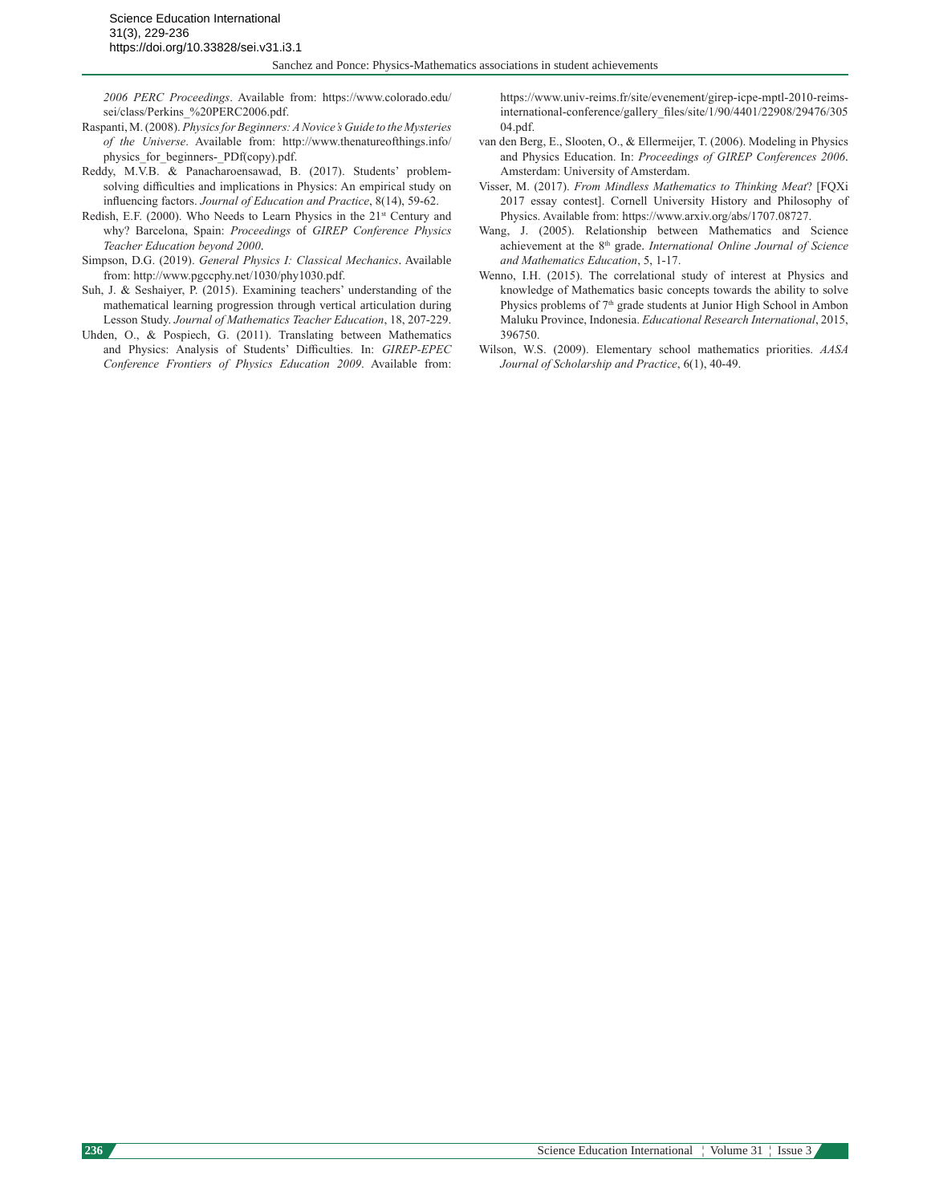*2006 PERC Proceedings*. Available from: https://www.colorado.edu/sei/class/Perkins_%20PERC2006.pdf.

Raspanti, M. (2008). *Physics for Beginners: A Novice's Guide to the Mysteries of the Universe*. Available from: http://www.thenatureofthings.info/physics_for_beginners-_PDf(copy).pdf.

Reddy, M.V.B. & Panacharoensawad, B. (2017). Students' problem-solving difficulties and implications in Physics: An empirical study on influencing factors. *Journal of Education and Practice*, 8(14), 59-62.

Redish, E.F. (2000). Who Needs to Learn Physics in the 21st Century and why? Barcelona, Spain: *Proceedings* of *GIREP Conference Physics Teacher Education beyond 2000*.

Simpson, D.G. (2019). *General Physics I: Classical Mechanics*. Available from: http://www.pgccphy.net/1030/phy1030.pdf.

Suh, J. & Seshaiyer, P. (2015). Examining teachers' understanding of the mathematical learning progression through vertical articulation during Lesson Study. *Journal of Mathematics Teacher Education*, 18, 207-229.

Uhden, O., & Pospiech, G. (2011). Translating between Mathematics and Physics: Analysis of Students' Difficulties. In: *GIREP-EPEC Conference Frontiers of Physics Education 2009*. Available from: https://www.univ-reims.fr/site/evenement/girep-icpe-mptl-2010-reims-international-conference/gallery_files/site/1/90/4401/22908/29476/30504.pdf.

van den Berg, E., Slooten, O., & Ellermeijer, T. (2006). Modeling in Physics and Physics Education. In: *Proceedings of GIREP Conferences 2006*. Amsterdam: University of Amsterdam.

Visser, M. (2017). *From Mindless Mathematics to Thinking Meat*? [FQXi 2017 essay contest]. Cornell University History and Philosophy of Physics. Available from: https://www.arxiv.org/abs/1707.08727.

Wang, J. (2005). Relationship between Mathematics and Science achievement at the 8th grade. *International Online Journal of Science and Mathematics Education*, 5, 1-17.

Wenno, I.H. (2015). The correlational study of interest at Physics and knowledge of Mathematics basic concepts towards the ability to solve Physics problems of 7th grade students at Junior High School in Ambon Maluku Province, Indonesia. *Educational Research International*, 2015, 396750.

Wilson, W.S. (2009). Elementary school mathematics priorities. *AASA Journal of Scholarship and Practice*, 6(1), 40-49.